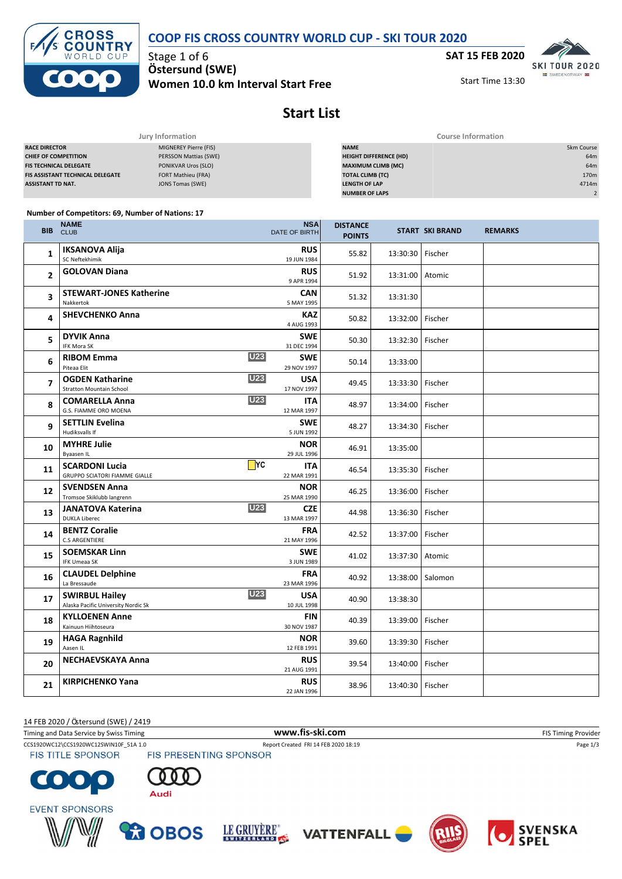# COOP FIS CROSS COUNTRY WORLD CUP - SKI TOUR 2020

Stage 1 of 6
**Östersund (SWE)**
**Women 10.0 km Interval Start Free**

**SAT 15 FEB 2020**
Start Time 13:30

## Start List

| Jury Information | |
|---|---|
| RACE DIRECTOR | MIGNEREY Pierre (FIS) |
| CHIEF OF COMPETITION | PERSSON Mattias (SWE) |
| FIS TECHNICAL DELEGATE | PONIKVAR Uros (SLO) |
| FIS ASSISTANT TECHNICAL DELEGATE | FORT Mathieu (FRA) |
| ASSISTANT TD NAT. | JONS Tomas (SWE) |

| Course Information | |
|---|---|
| NAME | 5km Course |
| HEIGHT DIFFERENCE (HD) | 64m |
| MAXIMUM CLIMB (MC) | 64m |
| TOTAL CLIMB (TC) | 170m |
| LENGTH OF LAP | 4714m |
| NUMBER OF LAPS | 2 |

Number of Competitors: 69, Number of Nations: 17

| BIB | NAME / CLUB | | NSA / DATE OF BIRTH | DISTANCE POINTS | START | SKI BRAND | REMARKS |
|---|---|---|---|---|---|---|---|
| 1 | **IKSANOVA Alija** SC Neftekhimik | | **RUS** 19 JUN 1984 | 55.82 | 13:30:30 | Fischer | |
| 2 | **GOLOVAN Diana** | | **RUS** 9 APR 1994 | 51.92 | 13:31:00 | Atomic | |
| 3 | **STEWART-JONES Katherine** Nakkertok | | **CAN** 5 MAY 1995 | 51.32 | 13:31:30 | | |
| 4 | **SHEVCHENKO Anna** | | **KAZ** 4 AUG 1993 | 50.82 | 13:32:00 | Fischer | |
| 5 | **DYVIK Anna** IFK Mora SK | | **SWE** 31 DEC 1994 | 50.30 | 13:32:30 | Fischer | |
| 6 | **RIBOM Emma** Piteaa Elit | U23 | **SWE** 29 NOV 1997 | 50.14 | 13:33:00 | | |
| 7 | **OGDEN Katharine** Stratton Mountain School | U23 | **USA** 17 NOV 1997 | 49.45 | 13:33:30 | Fischer | |
| 8 | **COMARELLA Anna** G.S. FIAMME ORO MOENA | U23 | **ITA** 12 MAR 1997 | 48.97 | 13:34:00 | Fischer | |
| 9 | **SETTLIN Evelina** Hudiksvalls If | | **SWE** 5 JUN 1992 | 48.27 | 13:34:30 | Fischer | |
| 10 | **MYHRE Julie** Byaasen IL | | **NOR** 29 JUL 1996 | 46.91 | 13:35:00 | | |
| 11 | **SCARDONI Lucia** GRUPPO SCIATORI FIAMME GIALLE | YC | **ITA** 22 MAR 1991 | 46.54 | 13:35:30 | Fischer | |
| 12 | **SVENDSEN Anna** Tromsoe Skiklubb langrenn | | **NOR** 25 MAR 1990 | 46.25 | 13:36:00 | Fischer | |
| 13 | **JANATOVA Katerina** DUKLA Liberec | U23 | **CZE** 13 MAR 1997 | 44.98 | 13:36:30 | Fischer | |
| 14 | **BENTZ Coralie** C.S ARGENTIERE | | **FRA** 21 MAY 1996 | 42.52 | 13:37:00 | Fischer | |
| 15 | **SOEMSKAR Linn** IFK Umeaa SK | | **SWE** 3 JUN 1989 | 41.02 | 13:37:30 | Atomic | |
| 16 | **CLAUDEL Delphine** La Bressaude | | **FRA** 23 MAR 1996 | 40.92 | 13:38:00 | Salomon | |
| 17 | **SWIRBUL Hailey** Alaska Pacific University Nordic Sk | U23 | **USA** 10 JUL 1998 | 40.90 | 13:38:30 | | |
| 18 | **KYLLOENEN Anne** Kainuun Hiihtoseura | | **FIN** 30 NOV 1987 | 40.39 | 13:39:00 | Fischer | |
| 19 | **HAGA Ragnhild** Aasen IL | | **NOR** 12 FEB 1991 | 39.60 | 13:39:30 | Fischer | |
| 20 | **NECHAEVSKAYA Anna** | | **RUS** 21 AUG 1991 | 39.54 | 13:40:00 | Fischer | |
| 21 | **KIRPICHENKO Yana** | | **RUS** 22 JAN 1996 | 38.96 | 13:40:30 | Fischer | |

14 FEB 2020 / Östersund (SWE) / 2419
Timing and Data Service by Swiss Timing — www.fis-ski.com — FIS Timing Provider
CCS1920WC12\CCS1920WC12SWIN10F_51A 1.0 — Report Created FRI 14 FEB 2020 18:19

FIS TITLE SPONSOR — FIS PRESENTING SPONSOR
EVENT SPONSORS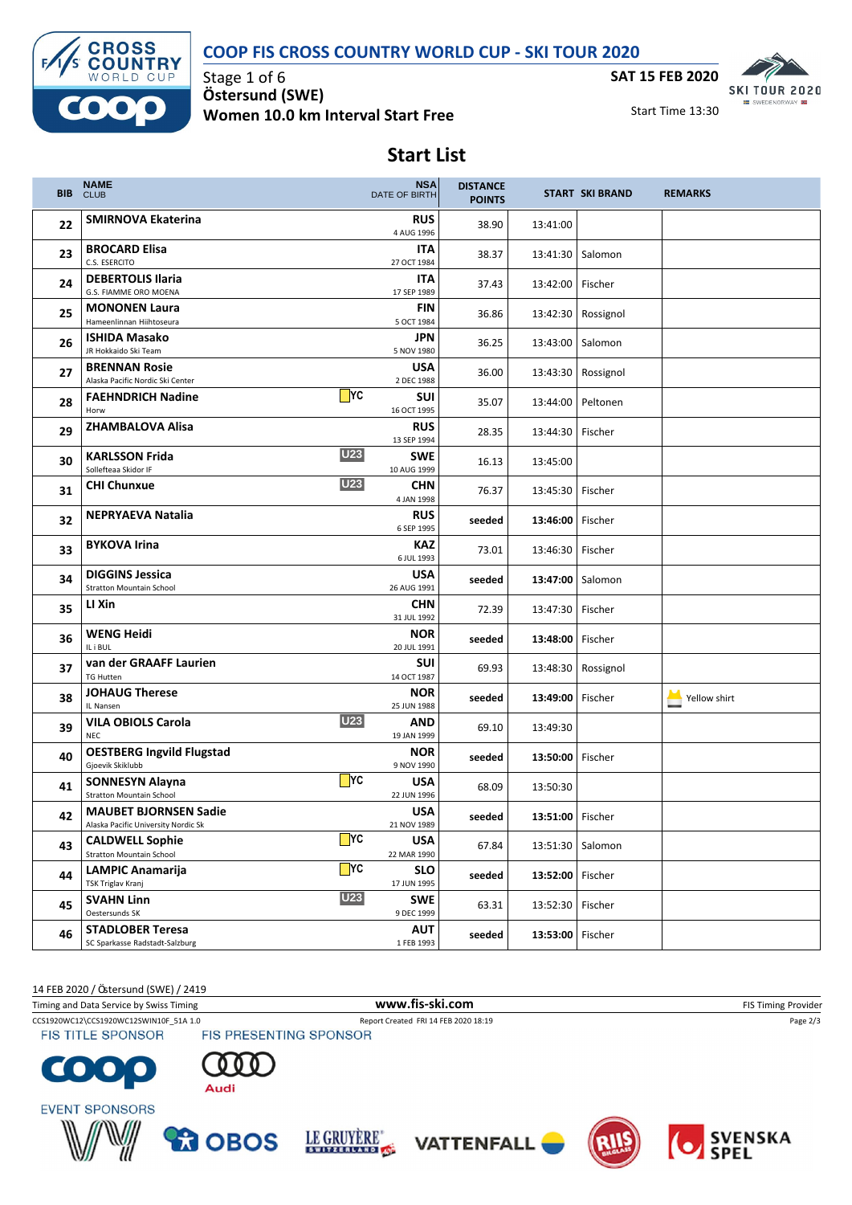# COOP FIS CROSS COUNTRY WORLD CUP - SKI TOUR 2020

Stage 1 of 6
**Östersund (SWE)**
**Women 10.0 km Interval Start Free**

**SAT 15 FEB 2020**
Start Time 13:30

## Start List

| BIB | NAME / CLUB | | NSA / DATE OF BIRTH | DISTANCE POINTS | START | SKI BRAND | REMARKS |
|---|---|---|---|---|---|---|---|
| 22 | **SMIRNOVA Ekaterina** | | **RUS** 4 AUG 1996 | 38.90 | 13:41:00 | | |
| 23 | **BROCARD Elisa** C.S. ESERCITO | | **ITA** 27 OCT 1984 | 38.37 | 13:41:30 | Salomon | |
| 24 | **DEBERTOLIS Ilaria** G.S. FIAMME ORO MOENA | | **ITA** 17 SEP 1989 | 37.43 | 13:42:00 | Fischer | |
| 25 | **MONONEN Laura** Hameenlinnan Hiihtoseura | | **FIN** 5 OCT 1984 | 36.86 | 13:42:30 | Rossignol | |
| 26 | **ISHIDA Masako** JR Hokkaido Ski Team | | **JPN** 5 NOV 1980 | 36.25 | 13:43:00 | Salomon | |
| 27 | **BRENNAN Rosie** Alaska Pacific Nordic Ski Center | | **USA** 2 DEC 1988 | 36.00 | 13:43:30 | Rossignol | |
| 28 | **FAEHNDRICH Nadine** Horw | YC | **SUI** 16 OCT 1995 | 35.07 | 13:44:00 | Peltonen | |
| 29 | **ZHAMBALOVA Alisa** | | **RUS** 13 SEP 1994 | 28.35 | 13:44:30 | Fischer | |
| 30 | **KARLSSON Frida** Sollefteaa Skidor IF | U23 | **SWE** 10 AUG 1999 | 16.13 | 13:45:00 | | |
| 31 | **CHI Chunxue** | U23 | **CHN** 4 JAN 1998 | 76.37 | 13:45:30 | Fischer | |
| 32 | **NEPRYAEVA Natalia** | | **RUS** 6 SEP 1995 | **seeded** | **13:46:00** | Fischer | |
| 33 | **BYKOVA Irina** | | **KAZ** 6 JUL 1993 | 73.01 | 13:46:30 | Fischer | |
| 34 | **DIGGINS Jessica** Stratton Mountain School | | **USA** 26 AUG 1991 | **seeded** | **13:47:00** | Salomon | |
| 35 | **LI Xin** | | **CHN** 31 JUL 1992 | 72.39 | 13:47:30 | Fischer | |
| 36 | **WENG Heidi** IL i BUL | | **NOR** 20 JUL 1991 | **seeded** | **13:48:00** | Fischer | |
| 37 | **van der GRAAFF Laurien** TG Hutten | | **SUI** 14 OCT 1987 | 69.93 | 13:48:30 | Rossignol | |
| 38 | **JOHAUG Therese** IL Nansen | | **NOR** 25 JUN 1988 | **seeded** | **13:49:00** | Fischer | Yellow shirt |
| 39 | **VILA OBIOLS Carola** NEC | U23 | **AND** 19 JAN 1999 | 69.10 | 13:49:30 | | |
| 40 | **OESTBERG Ingvild Flugstad** Gjoevik Skiklubb | | **NOR** 9 NOV 1990 | **seeded** | **13:50:00** | Fischer | |
| 41 | **SONNESYN Alayna** Stratton Mountain School | YC | **USA** 22 JUN 1996 | 68.09 | 13:50:30 | | |
| 42 | **MAUBET BJORNSEN Sadie** Alaska Pacific University Nordic Sk | | **USA** 21 NOV 1989 | **seeded** | **13:51:00** | Fischer | |
| 43 | **CALDWELL Sophie** Stratton Mountain School | YC | **USA** 22 MAR 1990 | 67.84 | 13:51:30 | Salomon | |
| 44 | **LAMPIC Anamarija** TSK Triglav Kranj | YC | **SLO** 17 JUN 1995 | **seeded** | **13:52:00** | Fischer | |
| 45 | **SVAHN Linn** Oestersunds SK | U23 | **SWE** 9 DEC 1999 | 63.31 | 13:52:30 | Fischer | |
| 46 | **STADLOBER Teresa** SC Sparkasse Radstadt-Salzburg | | **AUT** 1 FEB 1993 | **seeded** | **13:53:00** | Fischer | |

14 FEB 2020 / Östersund (SWE) / 2419

Timing and Data Service by Swiss Timing — www.fis-ski.com — FIS Timing Provider

CCS1920WC12\CCS1920WC12SWIN10F_51A 1.0 — Report Created FRI 14 FEB 2020 18:19

FIS TITLE SPONSOR — FIS PRESENTING SPONSOR

EVENT SPONSORS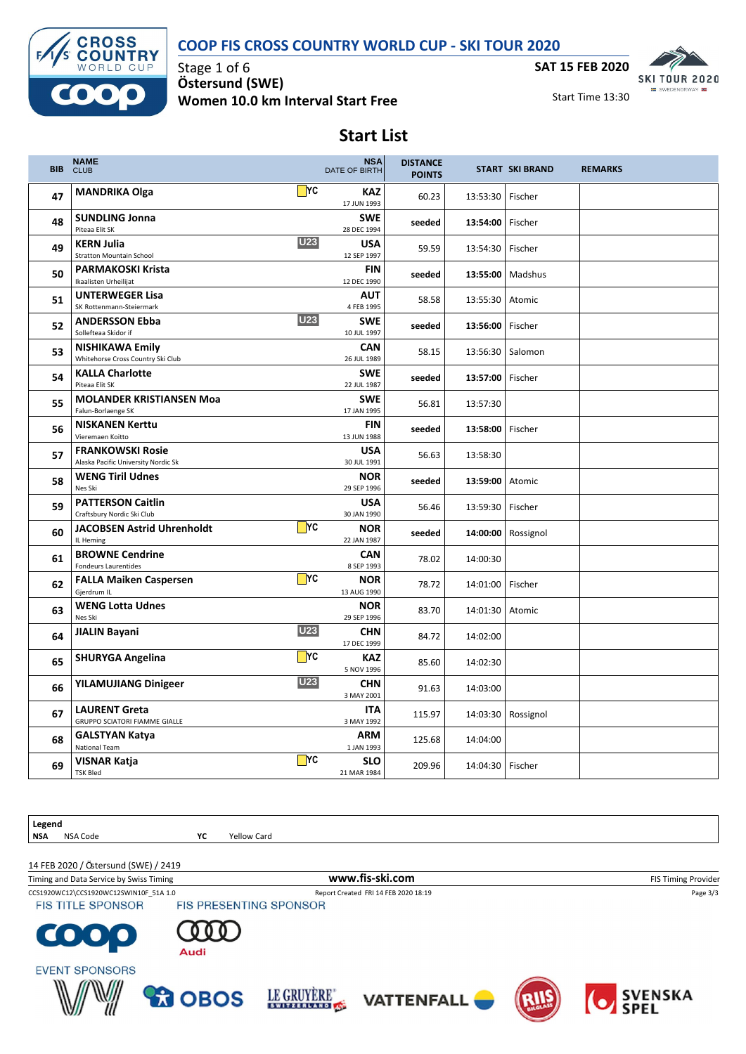# COOP FIS CROSS COUNTRY WORLD CUP - SKI TOUR 2020

Stage 1 of 6
**Östersund (SWE)**
**Women 10.0 km Interval Start Free**

**SAT 15 FEB 2020**
Start Time 13:30

## Start List

| BIB | NAME / CLUB | | NSA / DATE OF BIRTH | DISTANCE POINTS | START | SKI BRAND | REMARKS |
|---|---|---|---|---|---|---|---|
| 47 | **MANDRIKA Olga** | YC | **KAZ** 17 JUN 1993 | 60.23 | 13:53:30 | Fischer | |
| 48 | **SUNDLING Jonna** Piteaa Elit SK | | **SWE** 28 DEC 1994 | **seeded** | **13:54:00** | Fischer | |
| 49 | **KERN Julia** Stratton Mountain School | U23 | **USA** 12 SEP 1997 | 59.59 | 13:54:30 | Fischer | |
| 50 | **PARMAKOSKI Krista** Ikaalisten Urheilijat | | **FIN** 12 DEC 1990 | **seeded** | **13:55:00** | Madshus | |
| 51 | **UNTERWEGER Lisa** SK Rottenmann-Steiermark | | **AUT** 4 FEB 1995 | 58.58 | 13:55:30 | Atomic | |
| 52 | **ANDERSSON Ebba** Sollefteaa Skidor if | U23 | **SWE** 10 JUL 1997 | **seeded** | **13:56:00** | Fischer | |
| 53 | **NISHIKAWA Emily** Whitehorse Cross Country Ski Club | | **CAN** 26 JUL 1989 | 58.15 | 13:56:30 | Salomon | |
| 54 | **KALLA Charlotte** Piteaa Elit SK | | **SWE** 22 JUL 1987 | **seeded** | **13:57:00** | Fischer | |
| 55 | **MOLANDER KRISTIANSEN Moa** Falun-Borlaenge SK | | **SWE** 17 JAN 1995 | 56.81 | 13:57:30 | | |
| 56 | **NISKANEN Kerttu** Vieremaen Koitto | | **FIN** 13 JUN 1988 | **seeded** | **13:58:00** | Fischer | |
| 57 | **FRANKOWSKI Rosie** Alaska Pacific University Nordic Sk | | **USA** 30 JUL 1991 | 56.63 | 13:58:30 | | |
| 58 | **WENG Tiril Udnes** Nes Ski | | **NOR** 29 SEP 1996 | **seeded** | **13:59:00** | Atomic | |
| 59 | **PATTERSON Caitlin** Craftsbury Nordic Ski Club | | **USA** 30 JAN 1990 | 56.46 | 13:59:30 | Fischer | |
| 60 | **JACOBSEN Astrid Uhrenholdt** IL Heming | YC | **NOR** 22 JAN 1987 | **seeded** | **14:00:00** | Rossignol | |
| 61 | **BROWNE Cendrine** Fondeurs Laurentides | | **CAN** 8 SEP 1993 | 78.02 | 14:00:30 | | |
| 62 | **FALLA Maiken Caspersen** Gjerdrum IL | YC | **NOR** 13 AUG 1990 | 78.72 | 14:01:00 | Fischer | |
| 63 | **WENG Lotta Udnes** Nes Ski | | **NOR** 29 SEP 1996 | 83.70 | 14:01:30 | Atomic | |
| 64 | **JIALIN Bayani** | U23 | **CHN** 17 DEC 1999 | 84.72 | 14:02:00 | | |
| 65 | **SHURYGA Angelina** | YC | **KAZ** 5 NOV 1996 | 85.60 | 14:02:30 | | |
| 66 | **YILAMUJIANG Dinigeer** | U23 | **CHN** 3 MAY 2001 | 91.63 | 14:03:00 | | |
| 67 | **LAURENT Greta** GRUPPO SCIATORI FIAMME GIALLE | | **ITA** 3 MAY 1992 | 115.97 | 14:03:30 | Rossignol | |
| 68 | **GALSTYAN Katya** National Team | | **ARM** 1 JAN 1993 | 125.68 | 14:04:00 | | |
| 69 | **VISNAR Katja** TSK Bled | YC | **SLO** 21 MAR 1984 | 209.96 | 14:04:30 | Fischer | |

**Legend**
**NSA** NSA Code    **YC** Yellow Card

14 FEB 2020 / Östersund (SWE) / 2419
Timing and Data Service by Swiss Timing    **www.fis-ski.com**    FIS Timing Provider
CCS1920WC12\CCS1920WC12SWIN10F_51A 1.0    Report Created FRI 14 FEB 2020 18:19

FIS TITLE SPONSOR    FIS PRESENTING SPONSOR
EVENT SPONSORS